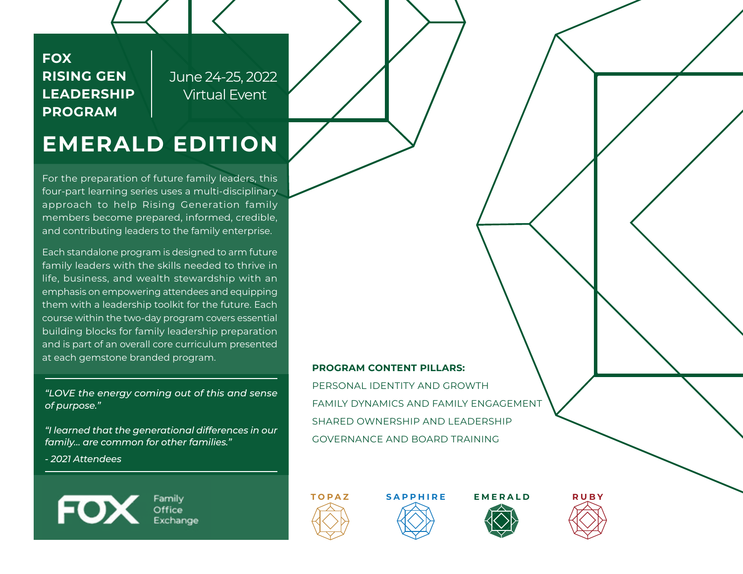**FOX RISING GEN LEADERSHIP PROGRAM**

June 24-25, 2022
Virtual Event

# EMERALD EDITION

For the preparation of future family leaders, this four-part learning series uses a multi-disciplinary approach to help Rising Generation family members become prepared, informed, credible, and contributing leaders to the family enterprise.

Each standalone program is designed to arm future family leaders with the skills needed to thrive in life, business, and wealth stewardship with an emphasis on empowering attendees and equipping them with a leadership toolkit for the future. Each course within the two-day program covers essential building blocks for family leadership preparation and is part of an overall core curriculum presented at each gemstone branded program.

*"LOVE the energy coming out of this and sense of purpose."*

*"I learned that the generational differences in our family... are common for other families."*

*- 2021 Attendees*

FOX Family Office Exchange

**PROGRAM CONTENT PILLARS:**

PERSONAL IDENTITY AND GROWTH

FAMILY DYNAMICS AND FAMILY ENGAGEMENT

SHARED OWNERSHIP AND LEADERSHIP

GOVERNANCE AND BOARD TRAINING

TOPAZ SAPPHIRE EMERALD RUBY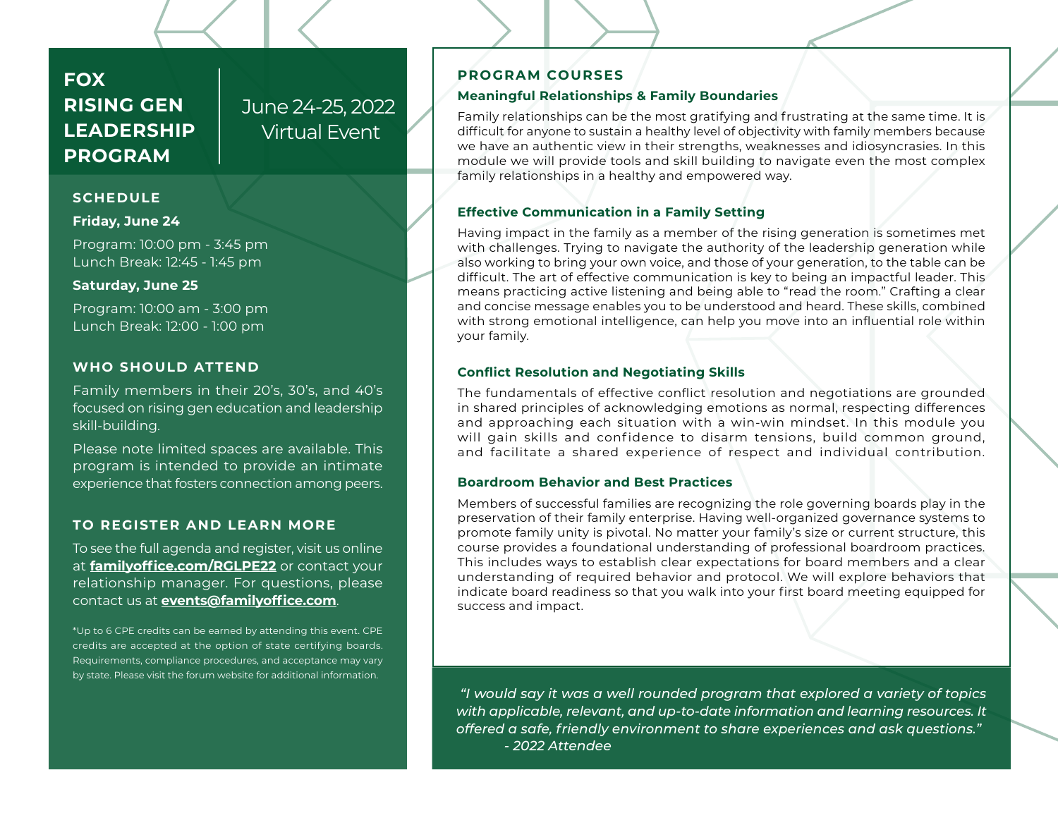# FOX RISING GEN LEADERSHIP PROGRAM

June 24-25, 2022
Virtual Event

## SCHEDULE

**Friday, June 24**

Program: 10:00 pm - 3:45 pm
Lunch Break: 12:45 - 1:45 pm

**Saturday, June 25**

Program: 10:00 am - 3:00 pm
Lunch Break: 12:00 - 1:00 pm

## WHO SHOULD ATTEND

Family members in their 20's, 30's, and 40's focused on rising gen education and leadership skill-building.

Please note limited spaces are available. This program is intended to provide an intimate experience that fosters connection among peers.

## TO REGISTER AND LEARN MORE

To see the full agenda and register, visit us online at **familyoffice.com/RGLPE22** or contact your relationship manager. For questions, please contact us at **events@familyoffice.com**.

*Up to 6 CPE credits can be earned by attending this event. CPE credits are accepted at the option of state certifying boards. Requirements, compliance procedures, and acceptance may vary by state. Please visit the forum website for additional information.

## PROGRAM COURSES

### Meaningful Relationships & Family Boundaries

Family relationships can be the most gratifying and frustrating at the same time. It is difficult for anyone to sustain a healthy level of objectivity with family members because we have an authentic view in their strengths, weaknesses and idiosyncrasies. In this module we will provide tools and skill building to navigate even the most complex family relationships in a healthy and empowered way.

### Effective Communication in a Family Setting

Having impact in the family as a member of the rising generation is sometimes met with challenges. Trying to navigate the authority of the leadership generation while also working to bring your own voice, and those of your generation, to the table can be difficult. The art of effective communication is key to being an impactful leader. This means practicing active listening and being able to "read the room." Crafting a clear and concise message enables you to be understood and heard. These skills, combined with strong emotional intelligence, can help you move into an influential role within your family.

### Conflict Resolution and Negotiating Skills

The fundamentals of effective conflict resolution and negotiations are grounded in shared principles of acknowledging emotions as normal, respecting differences and approaching each situation with a win-win mindset. In this module you will gain skills and confidence to disarm tensions, build common ground, and facilitate a shared experience of respect and individual contribution.

### Boardroom Behavior and Best Practices

Members of successful families are recognizing the role governing boards play in the preservation of their family enterprise. Having well-organized governance systems to promote family unity is pivotal. No matter your family's size or current structure, this course provides a foundational understanding of professional boardroom practices. This includes ways to establish clear expectations for board members and a clear understanding of required behavior and protocol. We will explore behaviors that indicate board readiness so that you walk into your first board meeting equipped for success and impact.

*"I would say it was a well rounded program that explored a variety of topics with applicable, relevant, and up-to-date information and learning resources. It offered a safe, friendly environment to share experiences and ask questions."*
*- 2022 Attendee*